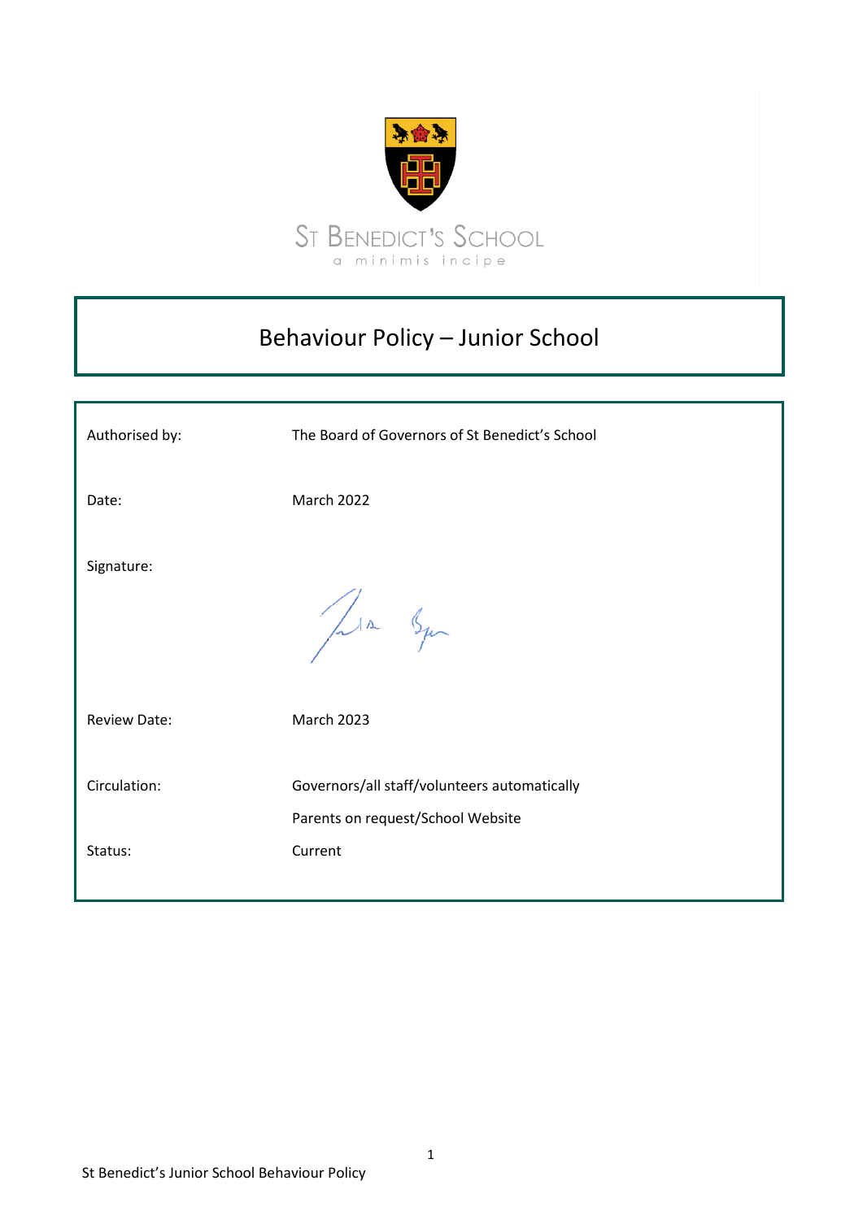St Benedict's School

a minimis incipe

# Behaviour Policy – Junior School

| | |
|---|---|
| Authorised by: | The Board of Governors of St Benedict's School |
| Date: | March 2022 |
| Signature: | |
| Review Date: | March 2023 |
| Circulation: | Governors/all staff/volunteers automatically<br>Parents on request/School Website |
| Status: | Current |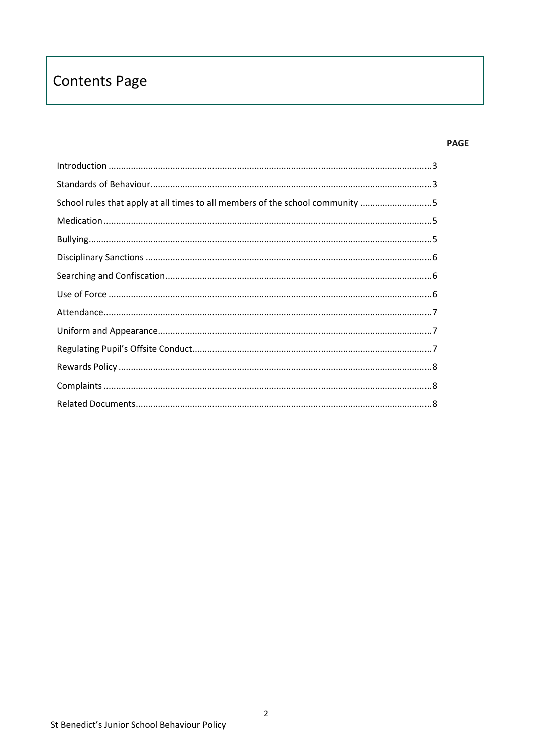# Contents Page

| | PAGE |
|---|---|
| Introduction | 3 |
| Standards of Behaviour | 3 |
| School rules that apply at all times to all members of the school community | 5 |
| Medication | 5 |
| Bullying | 5 |
| Disciplinary Sanctions | 6 |
| Searching and Confiscation | 6 |
| Use of Force | 6 |
| Attendance | 7 |
| Uniform and Appearance | 7 |
| Regulating Pupil's Offsite Conduct | 7 |
| Rewards Policy | 8 |
| Complaints | 8 |
| Related Documents | 8 |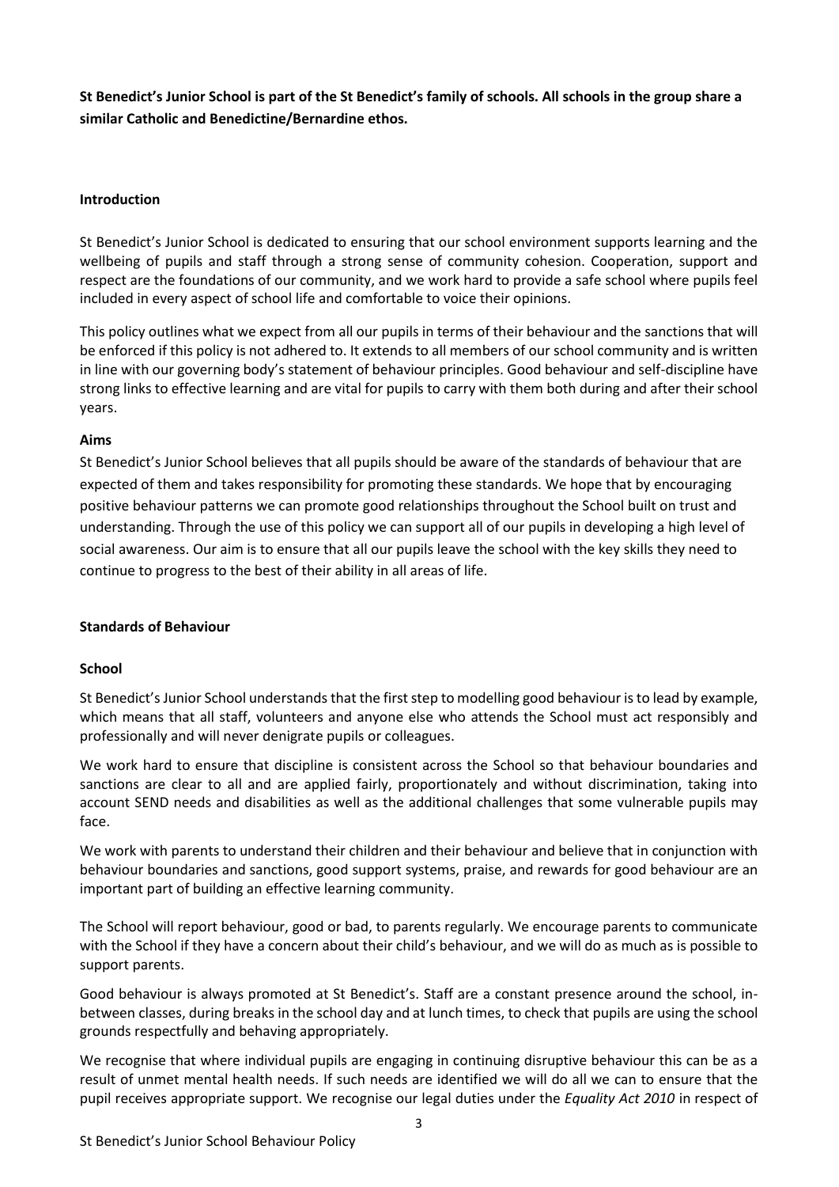**St Benedict's Junior School is part of the St Benedict's family of schools. All schools in the group share a similar Catholic and Benedictine/Bernardine ethos.**

## Introduction

St Benedict's Junior School is dedicated to ensuring that our school environment supports learning and the wellbeing of pupils and staff through a strong sense of community cohesion. Cooperation, support and respect are the foundations of our community, and we work hard to provide a safe school where pupils feel included in every aspect of school life and comfortable to voice their opinions.

This policy outlines what we expect from all our pupils in terms of their behaviour and the sanctions that will be enforced if this policy is not adhered to. It extends to all members of our school community and is written in line with our governing body's statement of behaviour principles. Good behaviour and self-discipline have strong links to effective learning and are vital for pupils to carry with them both during and after their school years.

## Aims

St Benedict's Junior School believes that all pupils should be aware of the standards of behaviour that are expected of them and takes responsibility for promoting these standards. We hope that by encouraging positive behaviour patterns we can promote good relationships throughout the School built on trust and understanding. Through the use of this policy we can support all of our pupils in developing a high level of social awareness. Our aim is to ensure that all our pupils leave the school with the key skills they need to continue to progress to the best of their ability in all areas of life.

## Standards of Behaviour

### School

St Benedict's Junior School understands that the first step to modelling good behaviour is to lead by example, which means that all staff, volunteers and anyone else who attends the School must act responsibly and professionally and will never denigrate pupils or colleagues.

We work hard to ensure that discipline is consistent across the School so that behaviour boundaries and sanctions are clear to all and are applied fairly, proportionately and without discrimination, taking into account SEND needs and disabilities as well as the additional challenges that some vulnerable pupils may face.

We work with parents to understand their children and their behaviour and believe that in conjunction with behaviour boundaries and sanctions, good support systems, praise, and rewards for good behaviour are an important part of building an effective learning community.

The School will report behaviour, good or bad, to parents regularly. We encourage parents to communicate with the School if they have a concern about their child's behaviour, and we will do as much as is possible to support parents.

Good behaviour is always promoted at St Benedict's. Staff are a constant presence around the school, in-between classes, during breaks in the school day and at lunch times, to check that pupils are using the school grounds respectfully and behaving appropriately.

We recognise that where individual pupils are engaging in continuing disruptive behaviour this can be as a result of unmet mental health needs. If such needs are identified we will do all we can to ensure that the pupil receives appropriate support. We recognise our legal duties under the *Equality Act 2010* in respect of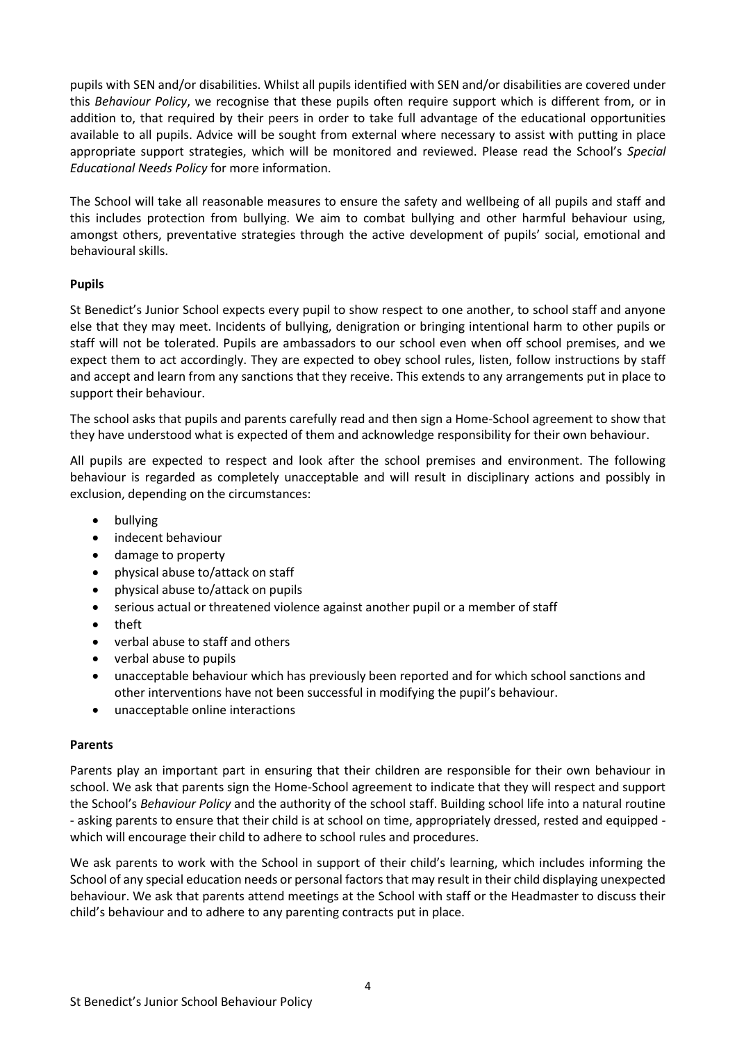pupils with SEN and/or disabilities. Whilst all pupils identified with SEN and/or disabilities are covered under this *Behaviour Policy*, we recognise that these pupils often require support which is different from, or in addition to, that required by their peers in order to take full advantage of the educational opportunities available to all pupils. Advice will be sought from external where necessary to assist with putting in place appropriate support strategies, which will be monitored and reviewed. Please read the School's *Special Educational Needs Policy* for more information.

The School will take all reasonable measures to ensure the safety and wellbeing of all pupils and staff and this includes protection from bullying. We aim to combat bullying and other harmful behaviour using, amongst others, preventative strategies through the active development of pupils' social, emotional and behavioural skills.

**Pupils**

St Benedict's Junior School expects every pupil to show respect to one another, to school staff and anyone else that they may meet. Incidents of bullying, denigration or bringing intentional harm to other pupils or staff will not be tolerated. Pupils are ambassadors to our school even when off school premises, and we expect them to act accordingly. They are expected to obey school rules, listen, follow instructions by staff and accept and learn from any sanctions that they receive. This extends to any arrangements put in place to support their behaviour.

The school asks that pupils and parents carefully read and then sign a Home-School agreement to show that they have understood what is expected of them and acknowledge responsibility for their own behaviour.

All pupils are expected to respect and look after the school premises and environment. The following behaviour is regarded as completely unacceptable and will result in disciplinary actions and possibly in exclusion, depending on the circumstances:

- bullying
- indecent behaviour
- damage to property
- physical abuse to/attack on staff
- physical abuse to/attack on pupils
- serious actual or threatened violence against another pupil or a member of staff
- theft
- verbal abuse to staff and others
- verbal abuse to pupils
- unacceptable behaviour which has previously been reported and for which school sanctions and other interventions have not been successful in modifying the pupil's behaviour.
- unacceptable online interactions

**Parents**

Parents play an important part in ensuring that their children are responsible for their own behaviour in school. We ask that parents sign the Home-School agreement to indicate that they will respect and support the School's *Behaviour Policy* and the authority of the school staff. Building school life into a natural routine - asking parents to ensure that their child is at school on time, appropriately dressed, rested and equipped - which will encourage their child to adhere to school rules and procedures.

We ask parents to work with the School in support of their child's learning, which includes informing the School of any special education needs or personal factors that may result in their child displaying unexpected behaviour. We ask that parents attend meetings at the School with staff or the Headmaster to discuss their child's behaviour and to adhere to any parenting contracts put in place.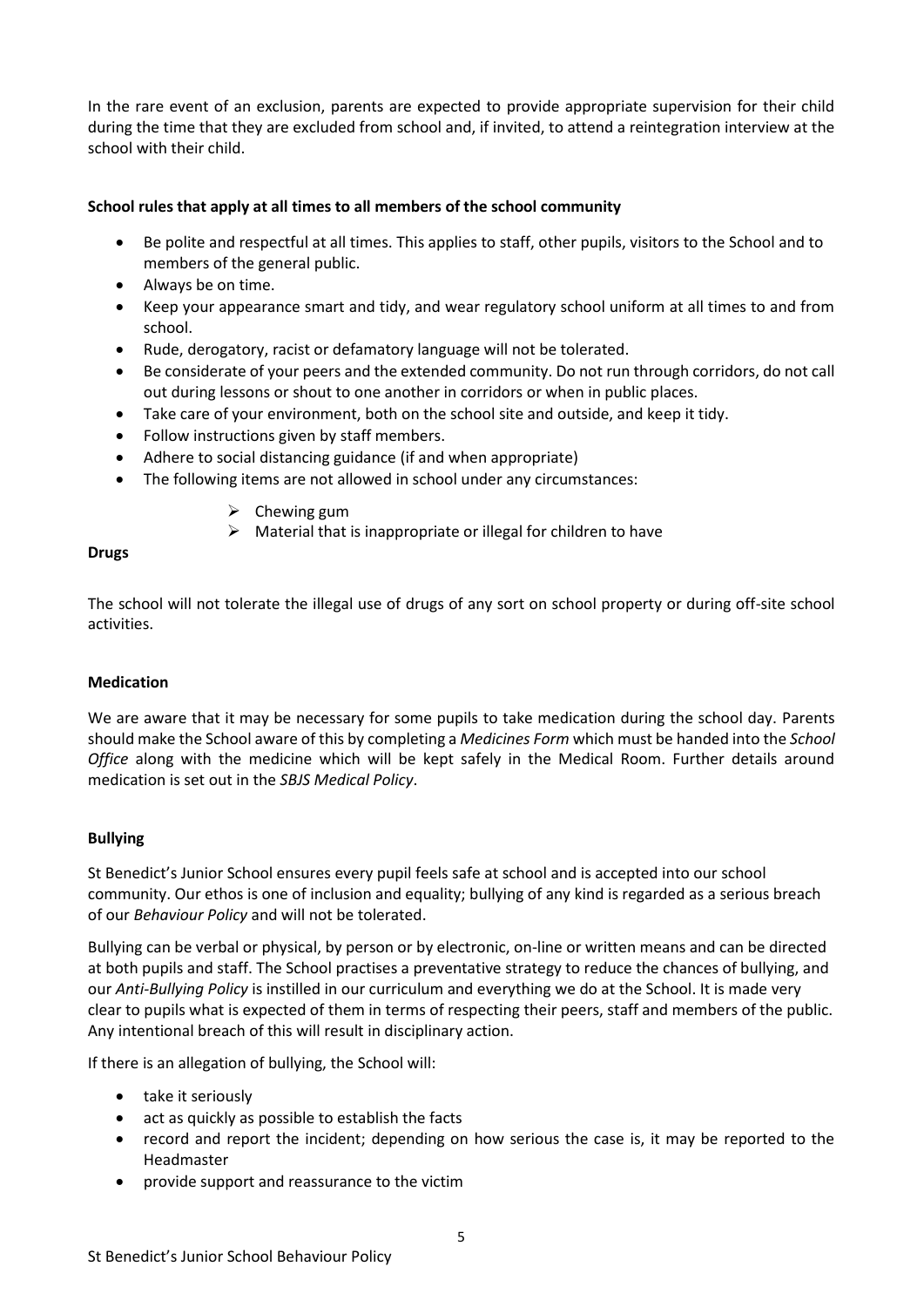In the rare event of an exclusion, parents are expected to provide appropriate supervision for their child during the time that they are excluded from school and, if invited, to attend a reintegration interview at the school with their child.

**School rules that apply at all times to all members of the school community**

- Be polite and respectful at all times. This applies to staff, other pupils, visitors to the School and to members of the general public.
- Always be on time.
- Keep your appearance smart and tidy, and wear regulatory school uniform at all times to and from school.
- Rude, derogatory, racist or defamatory language will not be tolerated.
- Be considerate of your peers and the extended community. Do not run through corridors, do not call out during lessons or shout to one another in corridors or when in public places.
- Take care of your environment, both on the school site and outside, and keep it tidy.
- Follow instructions given by staff members.
- Adhere to social distancing guidance (if and when appropriate)
- The following items are not allowed in school under any circumstances:
    - Chewing gum
    - Material that is inappropriate or illegal for children to have

**Drugs**

The school will not tolerate the illegal use of drugs of any sort on school property or during off-site school activities.

**Medication**

We are aware that it may be necessary for some pupils to take medication during the school day. Parents should make the School aware of this by completing a *Medicines Form* which must be handed into the *School Office* along with the medicine which will be kept safely in the Medical Room. Further details around medication is set out in the *SBJS Medical Policy*.

**Bullying**

St Benedict's Junior School ensures every pupil feels safe at school and is accepted into our school community. Our ethos is one of inclusion and equality; bullying of any kind is regarded as a serious breach of our *Behaviour Policy* and will not be tolerated.

Bullying can be verbal or physical, by person or by electronic, on-line or written means and can be directed at both pupils and staff. The School practises a preventative strategy to reduce the chances of bullying, and our *Anti-Bullying Policy* is instilled in our curriculum and everything we do at the School. It is made very clear to pupils what is expected of them in terms of respecting their peers, staff and members of the public. Any intentional breach of this will result in disciplinary action.

If there is an allegation of bullying, the School will:

- take it seriously
- act as quickly as possible to establish the facts
- record and report the incident; depending on how serious the case is, it may be reported to the Headmaster
- provide support and reassurance to the victim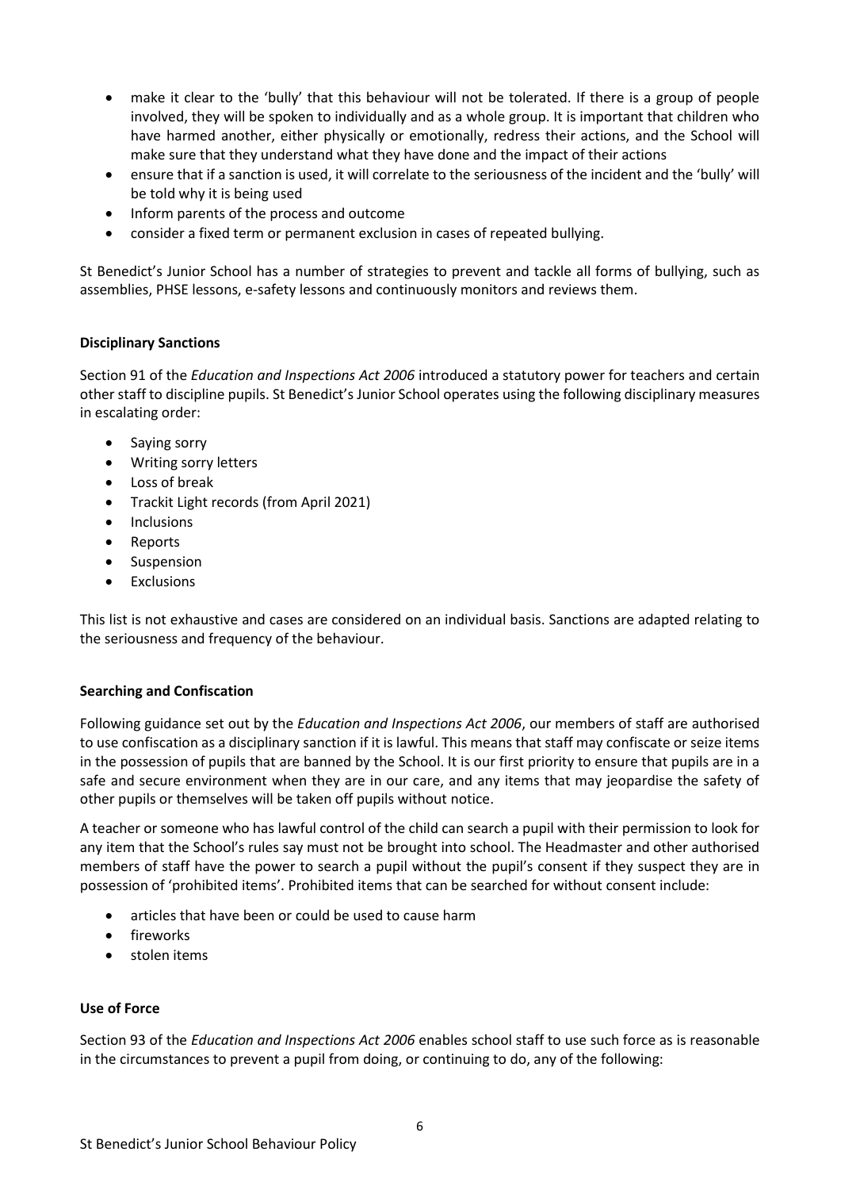- make it clear to the 'bully' that this behaviour will not be tolerated. If there is a group of people involved, they will be spoken to individually and as a whole group. It is important that children who have harmed another, either physically or emotionally, redress their actions, and the School will make sure that they understand what they have done and the impact of their actions
- ensure that if a sanction is used, it will correlate to the seriousness of the incident and the 'bully' will be told why it is being used
- Inform parents of the process and outcome
- consider a fixed term or permanent exclusion in cases of repeated bullying.

St Benedict's Junior School has a number of strategies to prevent and tackle all forms of bullying, such as assemblies, PHSE lessons, e-safety lessons and continuously monitors and reviews them.

**Disciplinary Sanctions**

Section 91 of the *Education and Inspections Act 2006* introduced a statutory power for teachers and certain other staff to discipline pupils. St Benedict's Junior School operates using the following disciplinary measures in escalating order:

- Saying sorry
- Writing sorry letters
- Loss of break
- Trackit Light records (from April 2021)
- Inclusions
- Reports
- Suspension
- Exclusions

This list is not exhaustive and cases are considered on an individual basis. Sanctions are adapted relating to the seriousness and frequency of the behaviour.

**Searching and Confiscation**

Following guidance set out by the *Education and Inspections Act 2006*, our members of staff are authorised to use confiscation as a disciplinary sanction if it is lawful. This means that staff may confiscate or seize items in the possession of pupils that are banned by the School. It is our first priority to ensure that pupils are in a safe and secure environment when they are in our care, and any items that may jeopardise the safety of other pupils or themselves will be taken off pupils without notice.

A teacher or someone who has lawful control of the child can search a pupil with their permission to look for any item that the School's rules say must not be brought into school. The Headmaster and other authorised members of staff have the power to search a pupil without the pupil's consent if they suspect they are in possession of 'prohibited items'. Prohibited items that can be searched for without consent include:

- articles that have been or could be used to cause harm
- fireworks
- stolen items

**Use of Force**

Section 93 of the *Education and Inspections Act 2006* enables school staff to use such force as is reasonable in the circumstances to prevent a pupil from doing, or continuing to do, any of the following: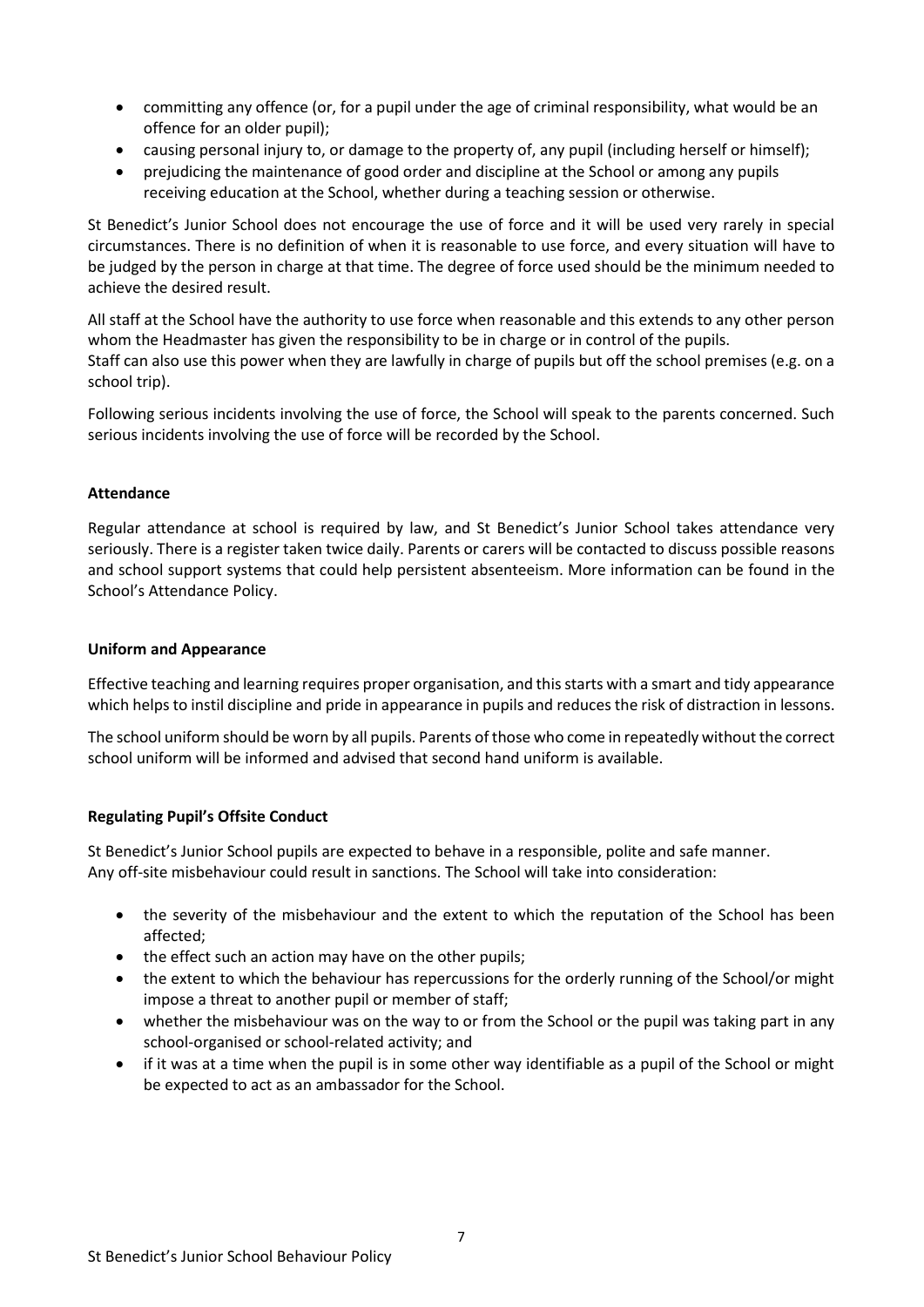- committing any offence (or, for a pupil under the age of criminal responsibility, what would be an offence for an older pupil);
- causing personal injury to, or damage to the property of, any pupil (including herself or himself);
- prejudicing the maintenance of good order and discipline at the School or among any pupils receiving education at the School, whether during a teaching session or otherwise.

St Benedict's Junior School does not encourage the use of force and it will be used very rarely in special circumstances. There is no definition of when it is reasonable to use force, and every situation will have to be judged by the person in charge at that time. The degree of force used should be the minimum needed to achieve the desired result.

All staff at the School have the authority to use force when reasonable and this extends to any other person whom the Headmaster has given the responsibility to be in charge or in control of the pupils.
Staff can also use this power when they are lawfully in charge of pupils but off the school premises (e.g. on a school trip).

Following serious incidents involving the use of force, the School will speak to the parents concerned. Such serious incidents involving the use of force will be recorded by the School.

**Attendance**

Regular attendance at school is required by law, and St Benedict's Junior School takes attendance very seriously. There is a register taken twice daily. Parents or carers will be contacted to discuss possible reasons and school support systems that could help persistent absenteeism. More information can be found in the School's Attendance Policy.

**Uniform and Appearance**

Effective teaching and learning requires proper organisation, and this starts with a smart and tidy appearance which helps to instil discipline and pride in appearance in pupils and reduces the risk of distraction in lessons.

The school uniform should be worn by all pupils. Parents of those who come in repeatedly without the correct school uniform will be informed and advised that second hand uniform is available.

**Regulating Pupil's Offsite Conduct**

St Benedict's Junior School pupils are expected to behave in a responsible, polite and safe manner.
Any off-site misbehaviour could result in sanctions. The School will take into consideration:

- the severity of the misbehaviour and the extent to which the reputation of the School has been affected;
- the effect such an action may have on the other pupils;
- the extent to which the behaviour has repercussions for the orderly running of the School/or might impose a threat to another pupil or member of staff;
- whether the misbehaviour was on the way to or from the School or the pupil was taking part in any school-organised or school-related activity; and
- if it was at a time when the pupil is in some other way identifiable as a pupil of the School or might be expected to act as an ambassador for the School.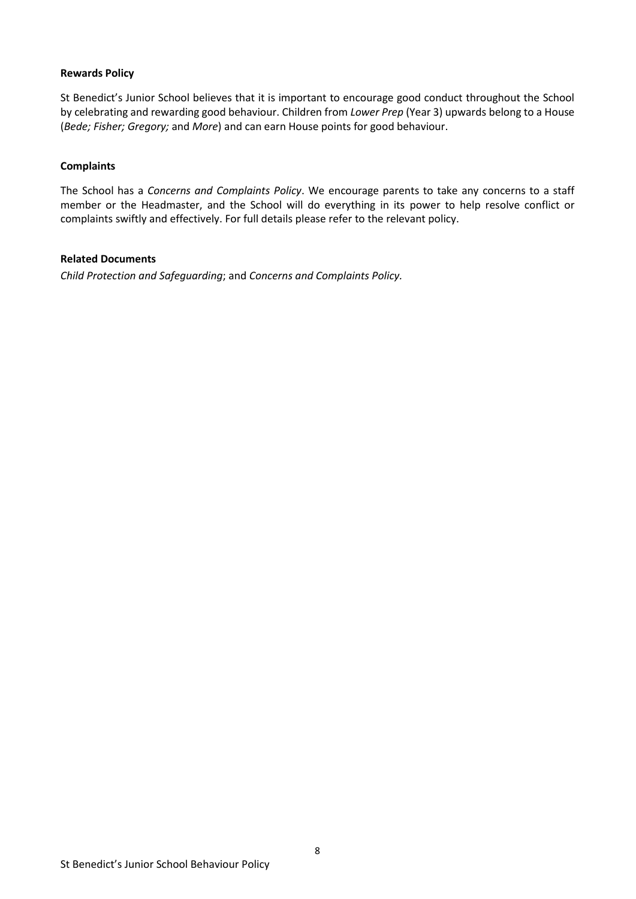**Rewards Policy**

St Benedict's Junior School believes that it is important to encourage good conduct throughout the School by celebrating and rewarding good behaviour. Children from *Lower Prep* (Year 3) upwards belong to a House (*Bede; Fisher; Gregory;* and *More*) and can earn House points for good behaviour.

**Complaints**

The School has a *Concerns and Complaints Policy*. We encourage parents to take any concerns to a staff member or the Headmaster, and the School will do everything in its power to help resolve conflict or complaints swiftly and effectively. For full details please refer to the relevant policy.

**Related Documents**

*Child Protection and Safeguarding*; and *Concerns and Complaints Policy.*